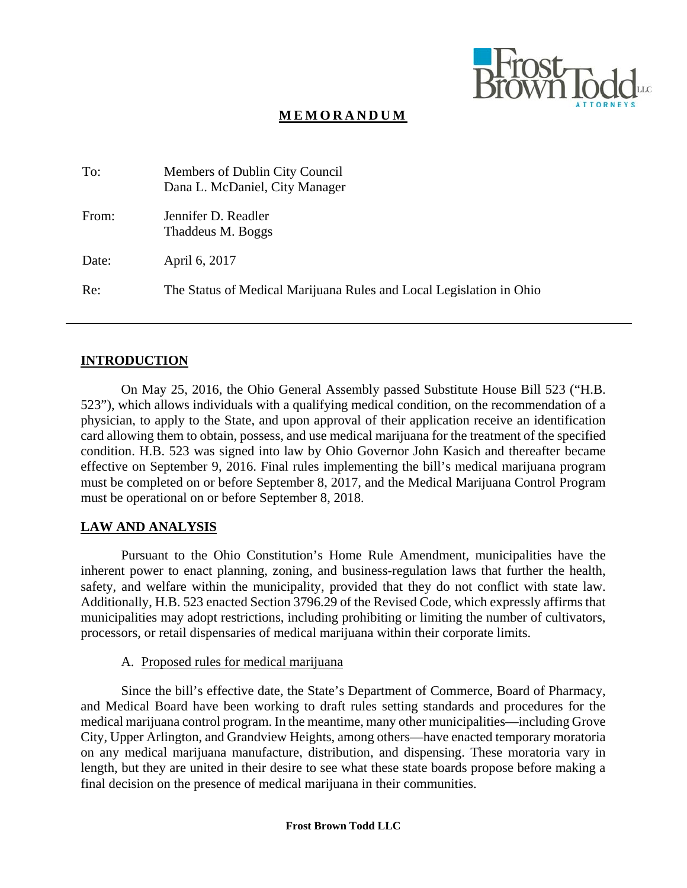# MEMORANDUM

| | |
|---|---|
| To: | Members of Dublin City Council<br>Dana L. McDaniel, City Manager |
| From: | Jennifer D. Readler<br>Thaddeus M. Boggs |
| Date: | April 6, 2017 |
| Re: | The Status of Medical Marijuana Rules and Local Legislation in Ohio |

---

## INTRODUCTION

On May 25, 2016, the Ohio General Assembly passed Substitute House Bill 523 ("H.B. 523"), which allows individuals with a qualifying medical condition, on the recommendation of a physician, to apply to the State, and upon approval of their application receive an identification card allowing them to obtain, possess, and use medical marijuana for the treatment of the specified condition. H.B. 523 was signed into law by Ohio Governor John Kasich and thereafter became effective on September 9, 2016. Final rules implementing the bill's medical marijuana program must be completed on or before September 8, 2017, and the Medical Marijuana Control Program must be operational on or before September 8, 2018.

## LAW AND ANALYSIS

Pursuant to the Ohio Constitution's Home Rule Amendment, municipalities have the inherent power to enact planning, zoning, and business-regulation laws that further the health, safety, and welfare within the municipality, provided that they do not conflict with state law. Additionally, H.B. 523 enacted Section 3796.29 of the Revised Code, which expressly affirms that municipalities may adopt restrictions, including prohibiting or limiting the number of cultivators, processors, or retail dispensaries of medical marijuana within their corporate limits.

### A. Proposed rules for medical marijuana

Since the bill's effective date, the State's Department of Commerce, Board of Pharmacy, and Medical Board have been working to draft rules setting standards and procedures for the medical marijuana control program. In the meantime, many other municipalities—including Grove City, Upper Arlington, and Grandview Heights, among others—have enacted temporary moratoria on any medical marijuana manufacture, distribution, and dispensing. These moratoria vary in length, but they are united in their desire to see what these state boards propose before making a final decision on the presence of medical marijuana in their communities.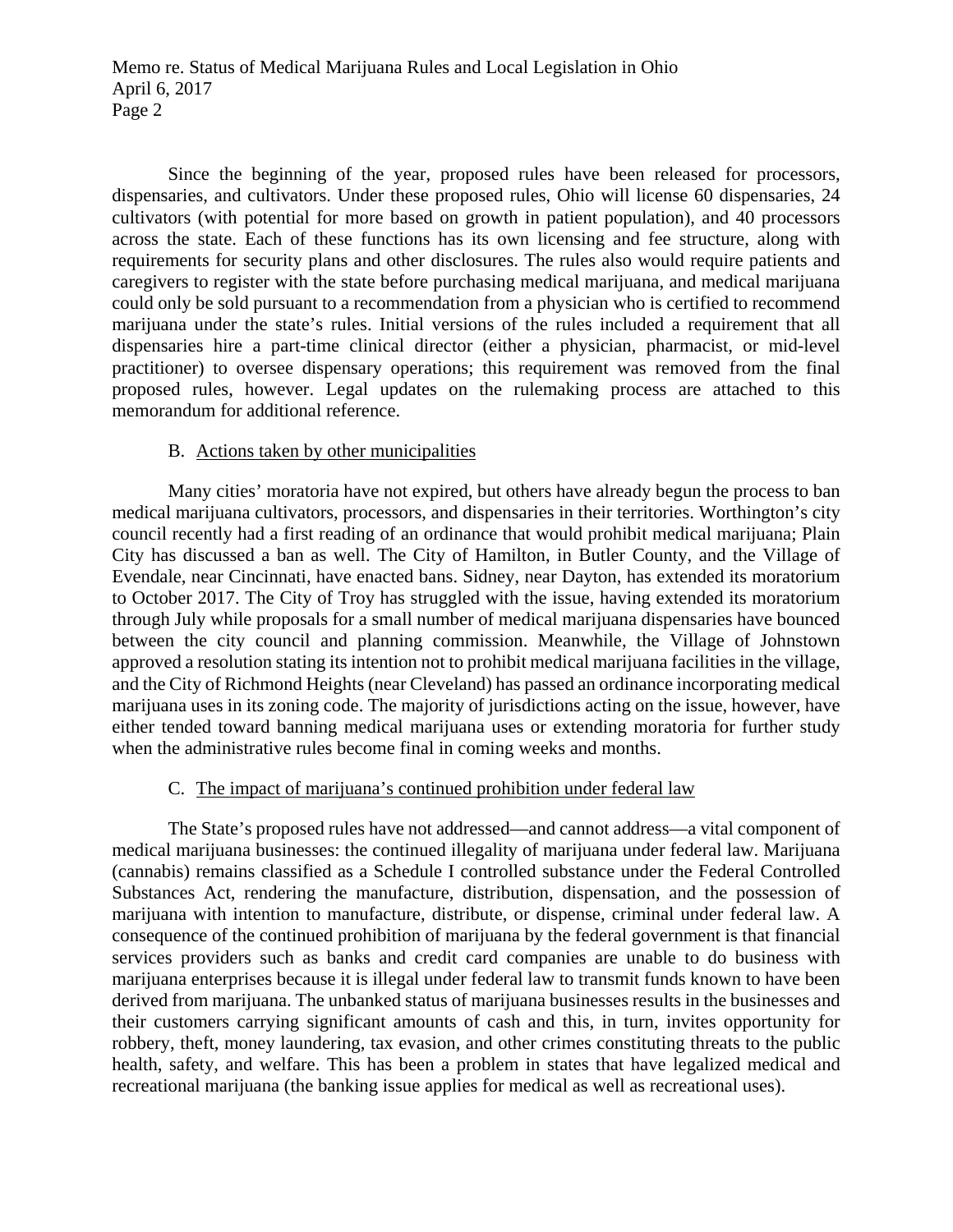Since the beginning of the year, proposed rules have been released for processors, dispensaries, and cultivators. Under these proposed rules, Ohio will license 60 dispensaries, 24 cultivators (with potential for more based on growth in patient population), and 40 processors across the state. Each of these functions has its own licensing and fee structure, along with requirements for security plans and other disclosures. The rules also would require patients and caregivers to register with the state before purchasing medical marijuana, and medical marijuana could only be sold pursuant to a recommendation from a physician who is certified to recommend marijuana under the state's rules. Initial versions of the rules included a requirement that all dispensaries hire a part-time clinical director (either a physician, pharmacist, or mid-level practitioner) to oversee dispensary operations; this requirement was removed from the final proposed rules, however. Legal updates on the rulemaking process are attached to this memorandum for additional reference.

### B. Actions taken by other municipalities

Many cities' moratoria have not expired, but others have already begun the process to ban medical marijuana cultivators, processors, and dispensaries in their territories. Worthington's city council recently had a first reading of an ordinance that would prohibit medical marijuana; Plain City has discussed a ban as well. The City of Hamilton, in Butler County, and the Village of Evendale, near Cincinnati, have enacted bans. Sidney, near Dayton, has extended its moratorium to October 2017. The City of Troy has struggled with the issue, having extended its moratorium through July while proposals for a small number of medical marijuana dispensaries have bounced between the city council and planning commission. Meanwhile, the Village of Johnstown approved a resolution stating its intention not to prohibit medical marijuana facilities in the village, and the City of Richmond Heights (near Cleveland) has passed an ordinance incorporating medical marijuana uses in its zoning code. The majority of jurisdictions acting on the issue, however, have either tended toward banning medical marijuana uses or extending moratoria for further study when the administrative rules become final in coming weeks and months.

### C. The impact of marijuana's continued prohibition under federal law

The State's proposed rules have not addressed—and cannot address—a vital component of medical marijuana businesses: the continued illegality of marijuana under federal law. Marijuana (cannabis) remains classified as a Schedule I controlled substance under the Federal Controlled Substances Act, rendering the manufacture, distribution, dispensation, and the possession of marijuana with intention to manufacture, distribute, or dispense, criminal under federal law. A consequence of the continued prohibition of marijuana by the federal government is that financial services providers such as banks and credit card companies are unable to do business with marijuana enterprises because it is illegal under federal law to transmit funds known to have been derived from marijuana. The unbanked status of marijuana businesses results in the businesses and their customers carrying significant amounts of cash and this, in turn, invites opportunity for robbery, theft, money laundering, tax evasion, and other crimes constituting threats to the public health, safety, and welfare. This has been a problem in states that have legalized medical and recreational marijuana (the banking issue applies for medical as well as recreational uses).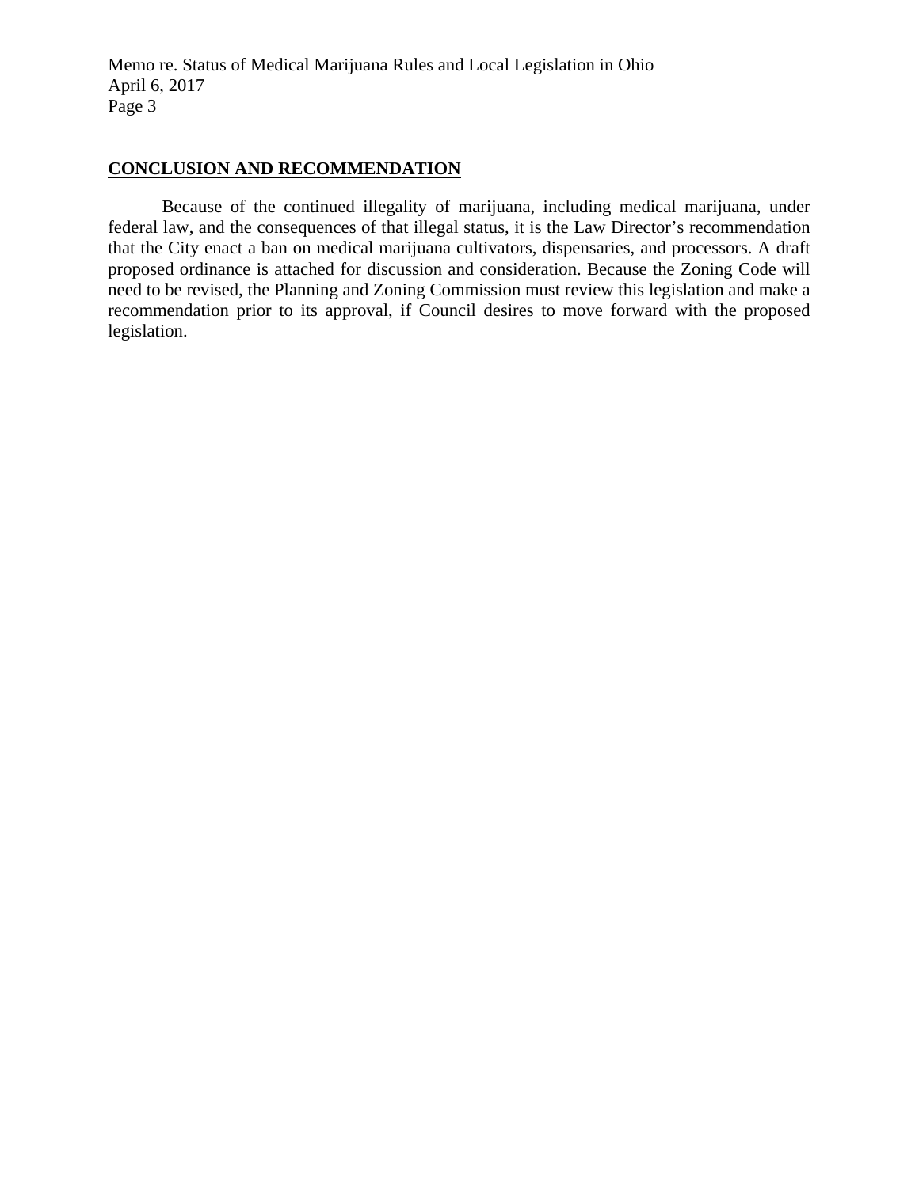## CONCLUSION AND RECOMMENDATION

Because of the continued illegality of marijuana, including medical marijuana, under federal law, and the consequences of that illegal status, it is the Law Director's recommendation that the City enact a ban on medical marijuana cultivators, dispensaries, and processors. A draft proposed ordinance is attached for discussion and consideration. Because the Zoning Code will need to be revised, the Planning and Zoning Commission must review this legislation and make a recommendation prior to its approval, if Council desires to move forward with the proposed legislation.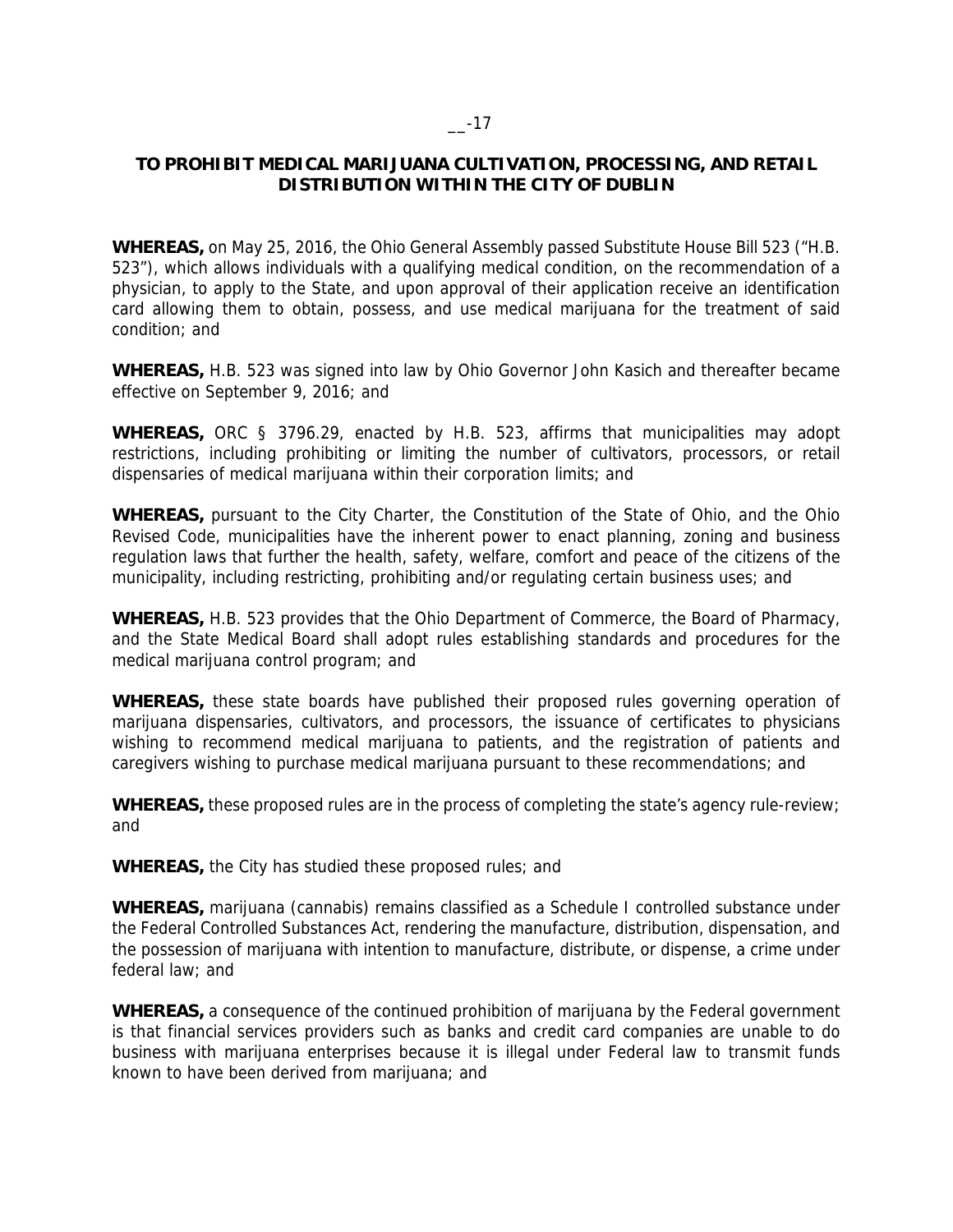__-17

**TO PROHIBIT MEDICAL MARIJUANA CULTIVATION, PROCESSING, AND RETAIL DISTRIBUTION WITHIN THE CITY OF DUBLIN**

**WHEREAS,** on May 25, 2016, the Ohio General Assembly passed Substitute House Bill 523 ("H.B. 523"), which allows individuals with a qualifying medical condition, on the recommendation of a physician, to apply to the State, and upon approval of their application receive an identification card allowing them to obtain, possess, and use medical marijuana for the treatment of said condition; and

**WHEREAS,** H.B. 523 was signed into law by Ohio Governor John Kasich and thereafter became effective on September 9, 2016; and

**WHEREAS,** ORC § 3796.29, enacted by H.B. 523, affirms that municipalities may adopt restrictions, including prohibiting or limiting the number of cultivators, processors, or retail dispensaries of medical marijuana within their corporation limits; and

**WHEREAS,** pursuant to the City Charter, the Constitution of the State of Ohio, and the Ohio Revised Code, municipalities have the inherent power to enact planning, zoning and business regulation laws that further the health, safety, welfare, comfort and peace of the citizens of the municipality, including restricting, prohibiting and/or regulating certain business uses; and

**WHEREAS,** H.B. 523 provides that the Ohio Department of Commerce, the Board of Pharmacy, and the State Medical Board shall adopt rules establishing standards and procedures for the medical marijuana control program; and

**WHEREAS,** these state boards have published their proposed rules governing operation of marijuana dispensaries, cultivators, and processors, the issuance of certificates to physicians wishing to recommend medical marijuana to patients, and the registration of patients and caregivers wishing to purchase medical marijuana pursuant to these recommendations; and

**WHEREAS,** these proposed rules are in the process of completing the state's agency rule-review; and

**WHEREAS,** the City has studied these proposed rules; and

**WHEREAS,** marijuana (cannabis) remains classified as a Schedule I controlled substance under the Federal Controlled Substances Act, rendering the manufacture, distribution, dispensation, and the possession of marijuana with intention to manufacture, distribute, or dispense, a crime under federal law; and

**WHEREAS,** a consequence of the continued prohibition of marijuana by the Federal government is that financial services providers such as banks and credit card companies are unable to do business with marijuana enterprises because it is illegal under Federal law to transmit funds known to have been derived from marijuana; and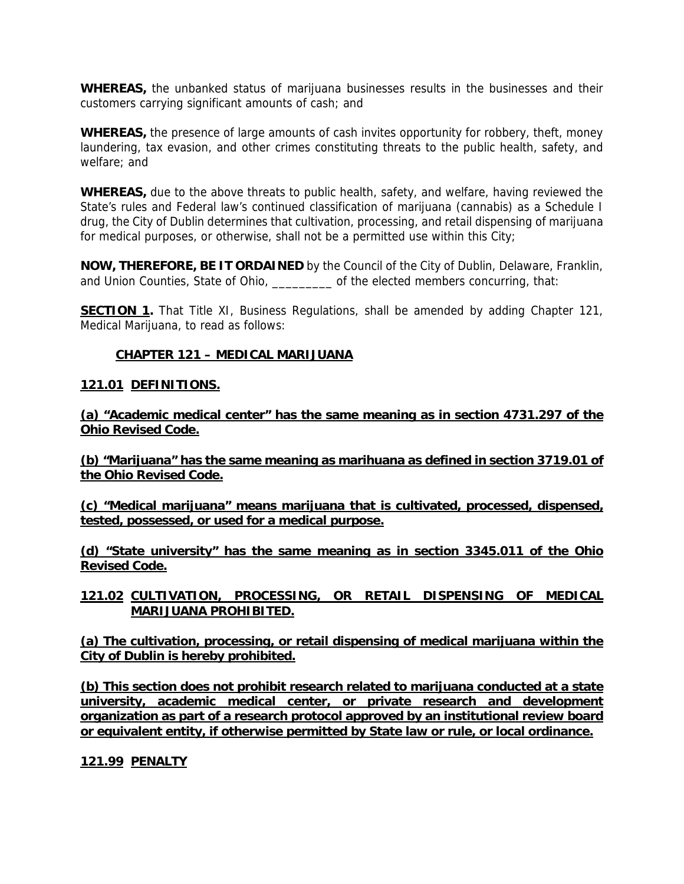**WHEREAS,** the unbanked status of marijuana businesses results in the businesses and their customers carrying significant amounts of cash; and

**WHEREAS,** the presence of large amounts of cash invites opportunity for robbery, theft, money laundering, tax evasion, and other crimes constituting threats to the public health, safety, and welfare; and

**WHEREAS,** due to the above threats to public health, safety, and welfare, having reviewed the State's rules and Federal law's continued classification of marijuana (cannabis) as a Schedule I drug, the City of Dublin determines that cultivation, processing, and retail dispensing of marijuana for medical purposes, or otherwise, shall not be a permitted use within this City;

**NOW, THEREFORE, BE IT ORDAINED** by the Council of the City of Dublin, Delaware, Franklin, and Union Counties, State of Ohio, _________ of the elected members concurring, that:

**SECTION 1.** That Title XI, Business Regulations, shall be amended by adding Chapter 121, Medical Marijuana, to read as follows:

**CHAPTER 121 – MEDICAL MARIJUANA**

**121.01 DEFINITIONS.**

**(a) "Academic medical center" has the same meaning as in section 4731.297 of the Ohio Revised Code.**

**(b) "Marijuana" has the same meaning as marihuana as defined in section 3719.01 of the Ohio Revised Code.**

**(c) "Medical marijuana" means marijuana that is cultivated, processed, dispensed, tested, possessed, or used for a medical purpose.**

**(d) "State university" has the same meaning as in section 3345.011 of the Ohio Revised Code.**

**121.02 CULTIVATION, PROCESSING, OR RETAIL DISPENSING OF MEDICAL MARIJUANA PROHIBITED.**

**(a) The cultivation, processing, or retail dispensing of medical marijuana within the City of Dublin is hereby prohibited.**

**(b) This section does not prohibit research related to marijuana conducted at a state university, academic medical center, or private research and development organization as part of a research protocol approved by an institutional review board or equivalent entity, if otherwise permitted by State law or rule, or local ordinance.**

**121.99 PENALTY**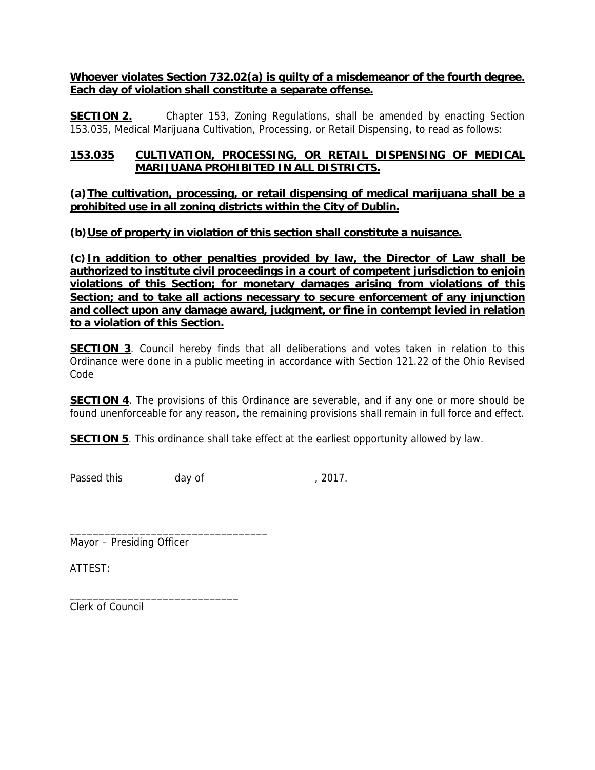**Whoever violates Section 732.02(a) is guilty of a misdemeanor of the fourth degree. Each day of violation shall constitute a separate offense.**

**SECTION 2.** Chapter 153, Zoning Regulations, shall be amended by enacting Section 153.035, Medical Marijuana Cultivation, Processing, or Retail Dispensing, to read as follows:

**153.035 CULTIVATION, PROCESSING, OR RETAIL DISPENSING OF MEDICAL MARIJUANA PROHIBITED IN ALL DISTRICTS.**

**(a) The cultivation, processing, or retail dispensing of medical marijuana shall be a prohibited use in all zoning districts within the City of Dublin.**

**(b) Use of property in violation of this section shall constitute a nuisance.**

**(c) In addition to other penalties provided by law, the Director of Law shall be authorized to institute civil proceedings in a court of competent jurisdiction to enjoin violations of this Section; for monetary damages arising from violations of this Section; and to take all actions necessary to secure enforcement of any injunction and collect upon any damage award, judgment, or fine in contempt levied in relation to a violation of this Section.**

**SECTION 3**. Council hereby finds that all deliberations and votes taken in relation to this Ordinance were done in a public meeting in accordance with Section 121.22 of the Ohio Revised Code

**SECTION 4**. The provisions of this Ordinance are severable, and if any one or more should be found unenforceable for any reason, the remaining provisions shall remain in full force and effect.

**SECTION 5**. This ordinance shall take effect at the earliest opportunity allowed by law.

Passed this __________ day of ____________________, 2017.

__________________________________
Mayor – Presiding Officer

ATTEST:

_____________________________
Clerk of Council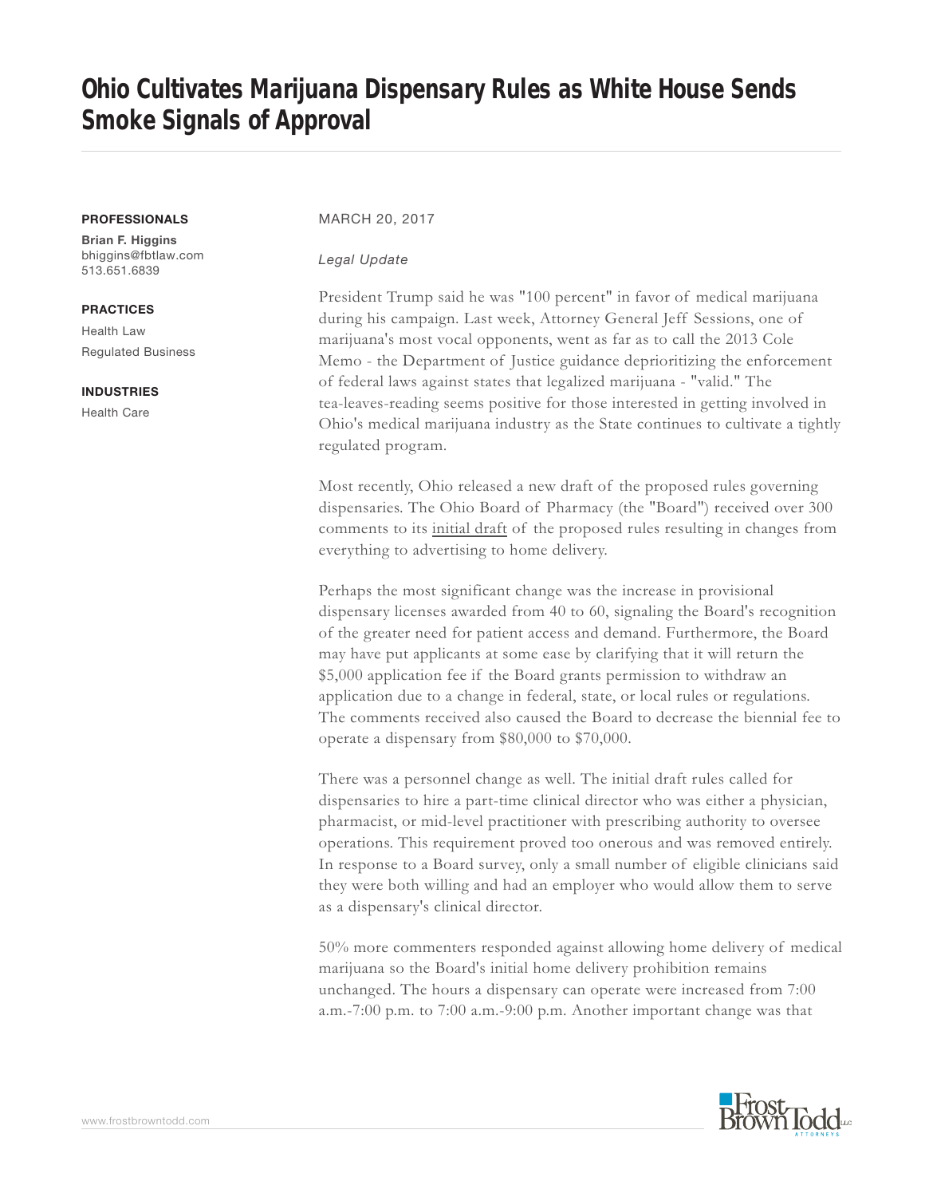# Ohio Cultivates Marijuana Dispensary Rules as White House Sends Smoke Signals of Approval

**PROFESSIONALS**

**Brian F. Higgins**
bhiggins@fbtlaw.com
513.651.6839

**PRACTICES**

Health Law

Regulated Business

**INDUSTRIES**

Health Care

MARCH 20, 2017

*Legal Update*

President Trump said he was "100 percent" in favor of medical marijuana during his campaign. Last week, Attorney General Jeff Sessions, one of marijuana's most vocal opponents, went as far as to call the 2013 Cole Memo - the Department of Justice guidance deprioritizing the enforcement of federal laws against states that legalized marijuana - "valid." The tea-leaves-reading seems positive for those interested in getting involved in Ohio's medical marijuana industry as the State continues to cultivate a tightly regulated program.

Most recently, Ohio released a new draft of the proposed rules governing dispensaries. The Ohio Board of Pharmacy (the "Board") received over 300 comments to its initial draft of the proposed rules resulting in changes from everything to advertising to home delivery.

Perhaps the most significant change was the increase in provisional dispensary licenses awarded from 40 to 60, signaling the Board's recognition of the greater need for patient access and demand. Furthermore, the Board may have put applicants at some ease by clarifying that it will return the $5,000 application fee if the Board grants permission to withdraw an application due to a change in federal, state, or local rules or regulations. The comments received also caused the Board to decrease the biennial fee to operate a dispensary from $80,000 to $70,000.

There was a personnel change as well. The initial draft rules called for dispensaries to hire a part-time clinical director who was either a physician, pharmacist, or mid-level practitioner with prescribing authority to oversee operations. This requirement proved too onerous and was removed entirely. In response to a Board survey, only a small number of eligible clinicians said they were both willing and had an employer who would allow them to serve as a dispensary's clinical director.

50% more commenters responded against allowing home delivery of medical marijuana so the Board's initial home delivery prohibition remains unchanged. The hours a dispensary can operate were increased from 7:00 a.m.-7:00 p.m. to 7:00 a.m.-9:00 p.m. Another important change was that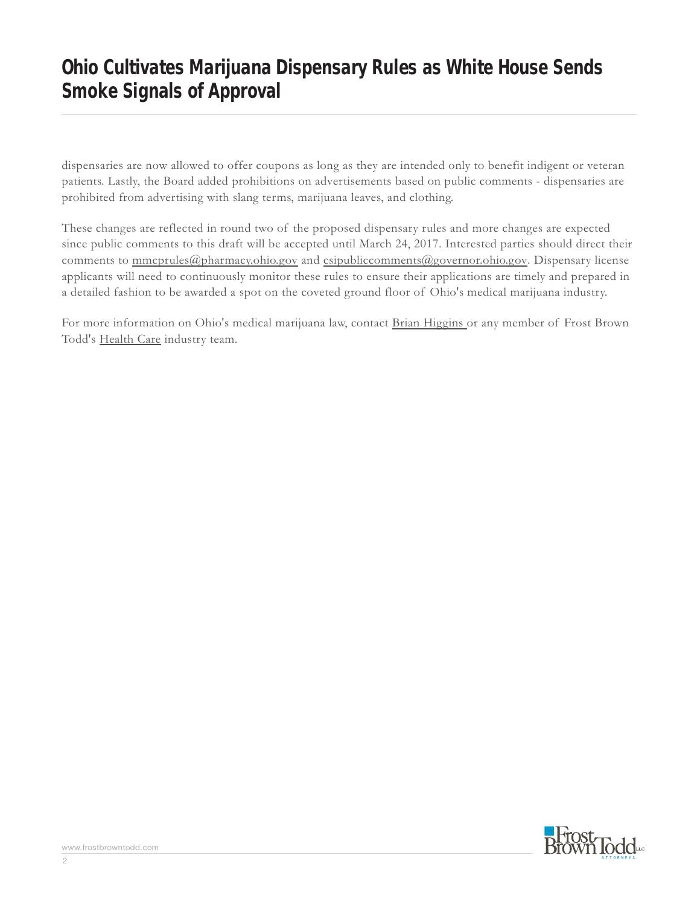dispensaries are now allowed to offer coupons as long as they are intended only to benefit indigent or veteran patients. Lastly, the Board added prohibitions on advertisements based on public comments - dispensaries are prohibited from advertising with slang terms, marijuana leaves, and clothing.

These changes are reflected in round two of the proposed dispensary rules and more changes are expected since public comments to this draft will be accepted until March 24, 2017. Interested parties should direct their comments to mmcprules@pharmacy.ohio.gov and csipubliccomments@governor.ohio.gov. Dispensary license applicants will need to continuously monitor these rules to ensure their applications are timely and prepared in a detailed fashion to be awarded a spot on the coveted ground floor of Ohio's medical marijuana industry.

For more information on Ohio's medical marijuana law, contact Brian Higgins or any member of Frost Brown Todd's Health Care industry team.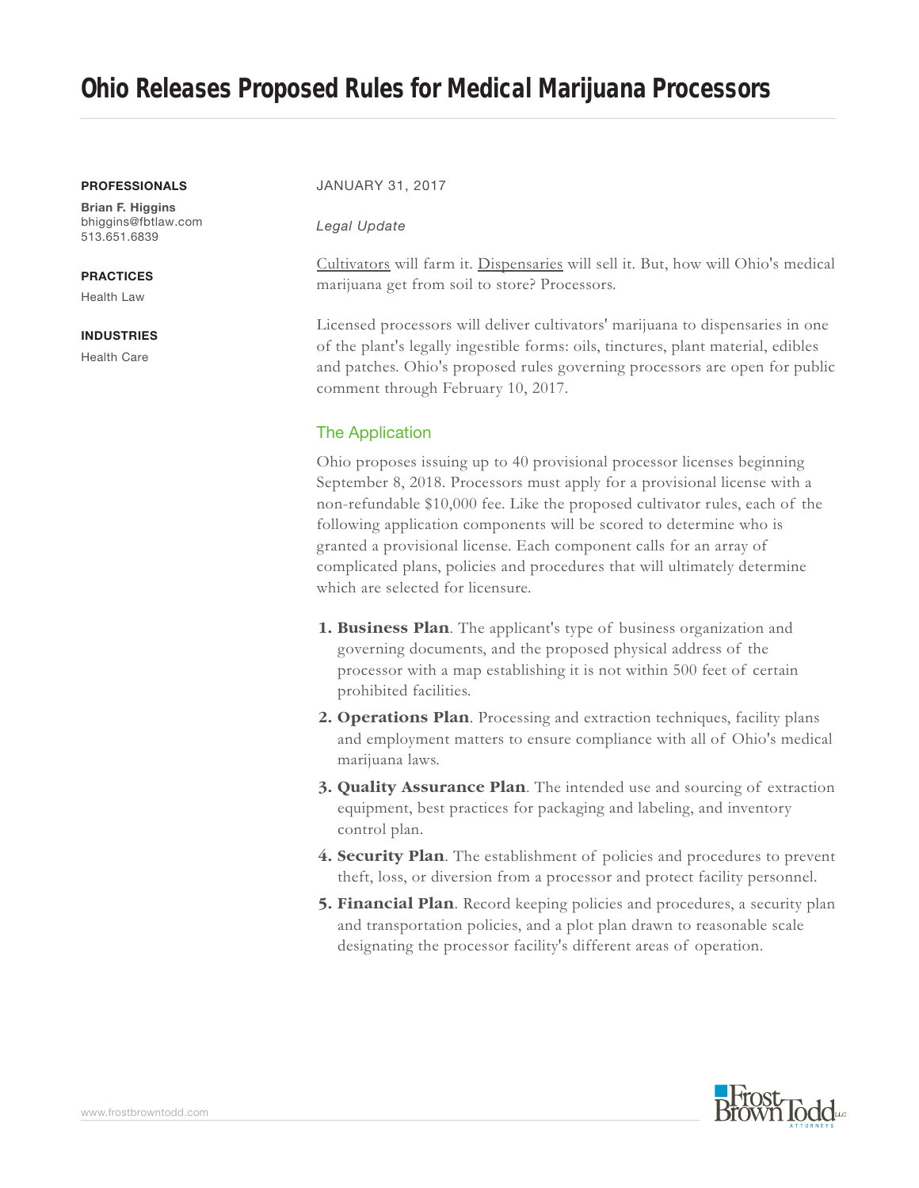# Ohio Releases Proposed Rules for Medical Marijuana Processors

**PROFESSIONALS**

**Brian F. Higgins**
bhiggins@fbtlaw.com
513.651.6839

**PRACTICES**

Health Law

**INDUSTRIES**

Health Care

JANUARY 31, 2017

*Legal Update*

Cultivators will farm it. Dispensaries will sell it. But, how will Ohio's medical marijuana get from soil to store? Processors.

Licensed processors will deliver cultivators' marijuana to dispensaries in one of the plant's legally ingestible forms: oils, tinctures, plant material, edibles and patches. Ohio's proposed rules governing processors are open for public comment through February 10, 2017.

## The Application

Ohio proposes issuing up to 40 provisional processor licenses beginning September 8, 2018. Processors must apply for a provisional license with a non-refundable $10,000 fee. Like the proposed cultivator rules, each of the following application components will be scored to determine who is granted a provisional license. Each component calls for an array of complicated plans, policies and procedures that will ultimately determine which are selected for licensure.

1. **Business Plan**. The applicant's type of business organization and governing documents, and the proposed physical address of the processor with a map establishing it is not within 500 feet of certain prohibited facilities.
2. **Operations Plan**. Processing and extraction techniques, facility plans and employment matters to ensure compliance with all of Ohio's medical marijuana laws.
3. **Quality Assurance Plan**. The intended use and sourcing of extraction equipment, best practices for packaging and labeling, and inventory control plan.
4. **Security Plan**. The establishment of policies and procedures to prevent theft, loss, or diversion from a processor and protect facility personnel.
5. **Financial Plan**. Record keeping policies and procedures, a security plan and transportation policies, and a plot plan drawn to reasonable scale designating the processor facility's different areas of operation.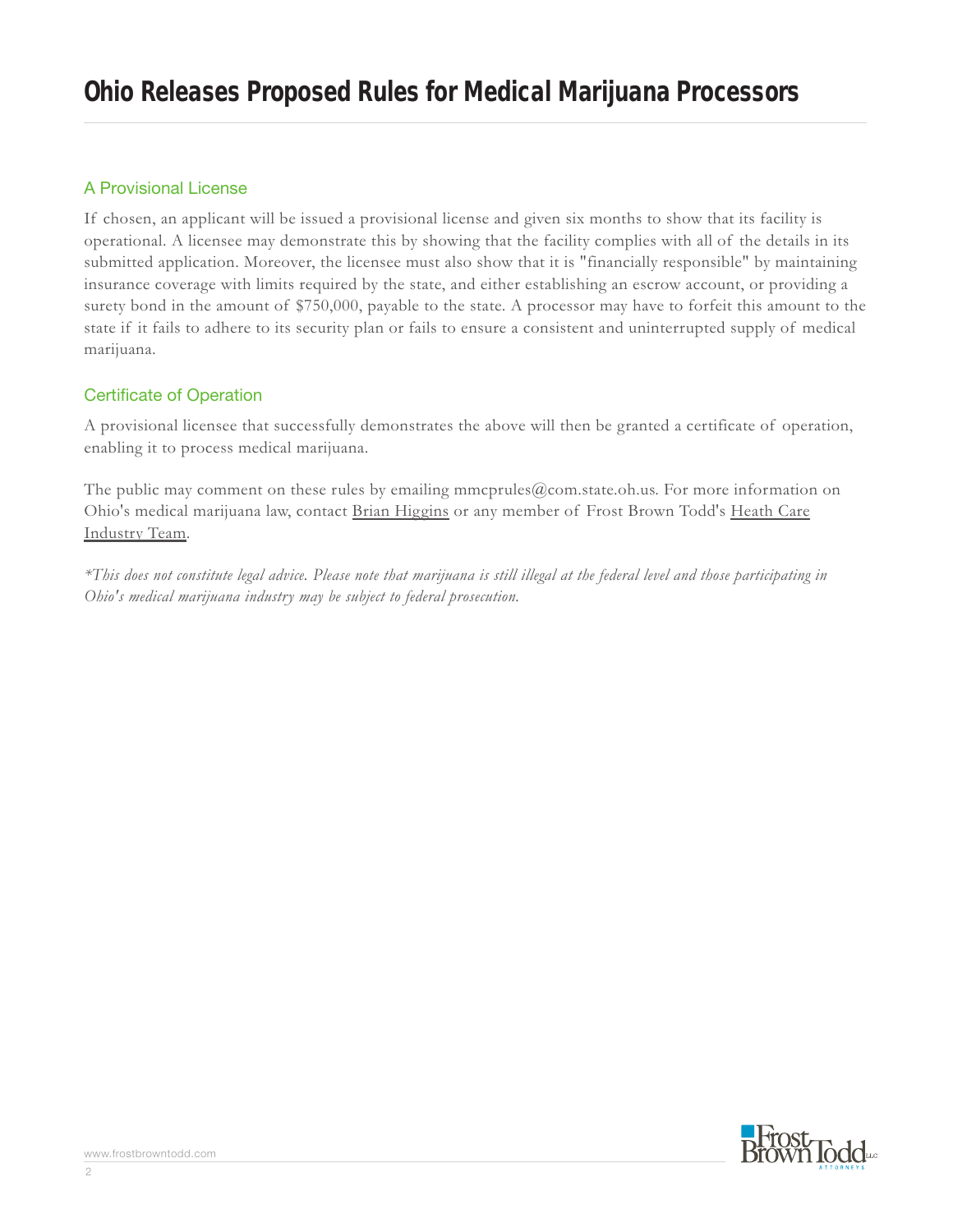## A Provisional License

If chosen, an applicant will be issued a provisional license and given six months to show that its facility is operational. A licensee may demonstrate this by showing that the facility complies with all of the details in its submitted application. Moreover, the licensee must also show that it is "financially responsible" by maintaining insurance coverage with limits required by the state, and either establishing an escrow account, or providing a surety bond in the amount of $750,000, payable to the state. A processor may have to forfeit this amount to the state if it fails to adhere to its security plan or fails to ensure a consistent and uninterrupted supply of medical marijuana.

## Certificate of Operation

A provisional licensee that successfully demonstrates the above will then be granted a certificate of operation, enabling it to process medical marijuana.

The public may comment on these rules by emailing mmcprules@com.state.oh.us. For more information on Ohio's medical marijuana law, contact Brian Higgins or any member of Frost Brown Todd's Heath Care Industry Team.

*\*This does not constitute legal advice. Please note that marijuana is still illegal at the federal level and those participating in Ohio's medical marijuana industry may be subject to federal prosecution.*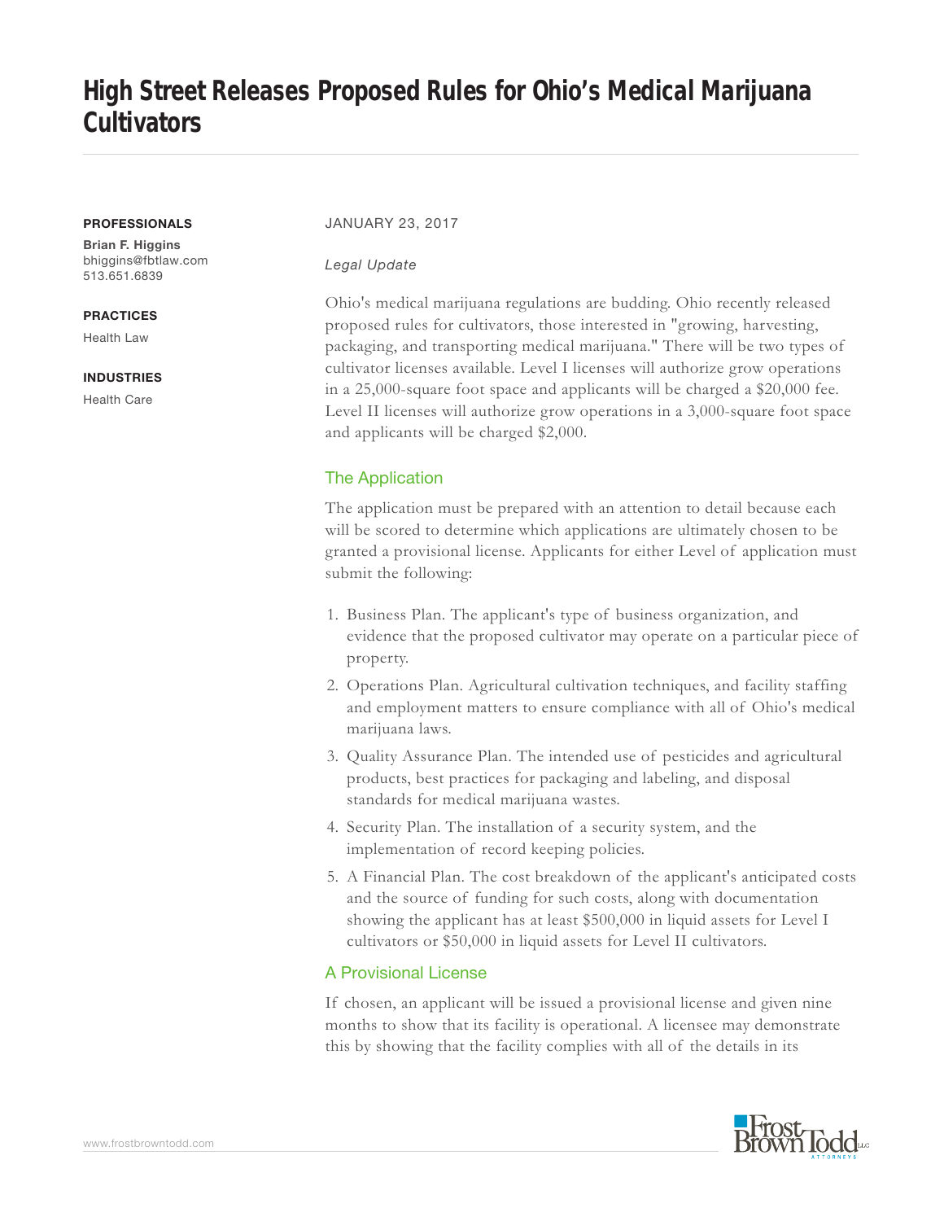# High Street Releases Proposed Rules for Ohio's Medical Marijuana Cultivators

**PROFESSIONALS**

**Brian F. Higgins**
bhiggins@fbtlaw.com
513.651.6839

**PRACTICES**

Health Law

**INDUSTRIES**

Health Care

JANUARY 23, 2017

*Legal Update*

Ohio's medical marijuana regulations are budding. Ohio recently released proposed rules for cultivators, those interested in "growing, harvesting, packaging, and transporting medical marijuana." There will be two types of cultivator licenses available. Level I licenses will authorize grow operations in a 25,000-square foot space and applicants will be charged a $20,000 fee. Level II licenses will authorize grow operations in a 3,000-square foot space and applicants will be charged $2,000.

## The Application

The application must be prepared with an attention to detail because each will be scored to determine which applications are ultimately chosen to be granted a provisional license. Applicants for either Level of application must submit the following:

1. Business Plan. The applicant's type of business organization, and evidence that the proposed cultivator may operate on a particular piece of property.
2. Operations Plan. Agricultural cultivation techniques, and facility staffing and employment matters to ensure compliance with all of Ohio's medical marijuana laws.
3. Quality Assurance Plan. The intended use of pesticides and agricultural products, best practices for packaging and labeling, and disposal standards for medical marijuana wastes.
4. Security Plan. The installation of a security system, and the implementation of record keeping policies.
5. A Financial Plan. The cost breakdown of the applicant's anticipated costs and the source of funding for such costs, along with documentation showing the applicant has at least $500,000 in liquid assets for Level I cultivators or $50,000 in liquid assets for Level II cultivators.

## A Provisional License

If chosen, an applicant will be issued a provisional license and given nine months to show that its facility is operational. A licensee may demonstrate this by showing that the facility complies with all of the details in its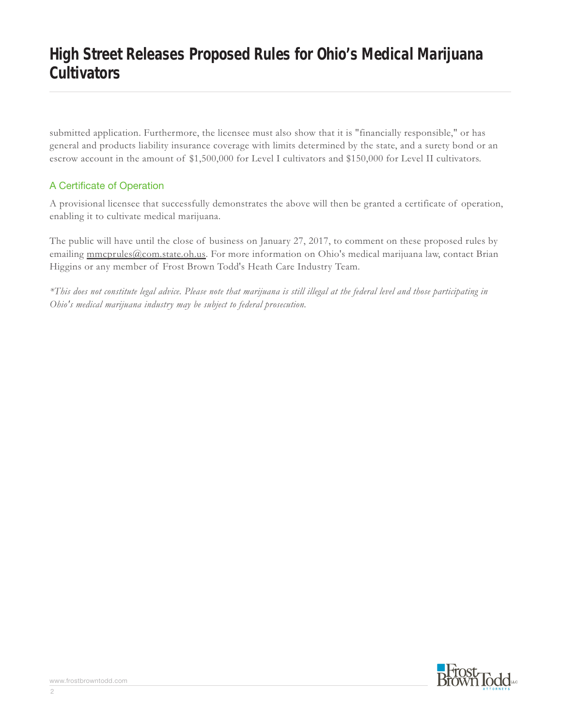submitted application. Furthermore, the licensee must also show that it is "financially responsible," or has general and products liability insurance coverage with limits determined by the state, and a surety bond or an escrow account in the amount of $1,500,000 for Level I cultivators and $150,000 for Level II cultivators.

## A Certificate of Operation

A provisional licensee that successfully demonstrates the above will then be granted a certificate of operation, enabling it to cultivate medical marijuana.

The public will have until the close of business on January 27, 2017, to comment on these proposed rules by emailing mmcprules@com.state.oh.us. For more information on Ohio's medical marijuana law, contact Brian Higgins or any member of Frost Brown Todd's Heath Care Industry Team.

*\*This does not constitute legal advice. Please note that marijuana is still illegal at the federal level and those participating in Ohio's medical marijuana industry may be subject to federal prosecution.*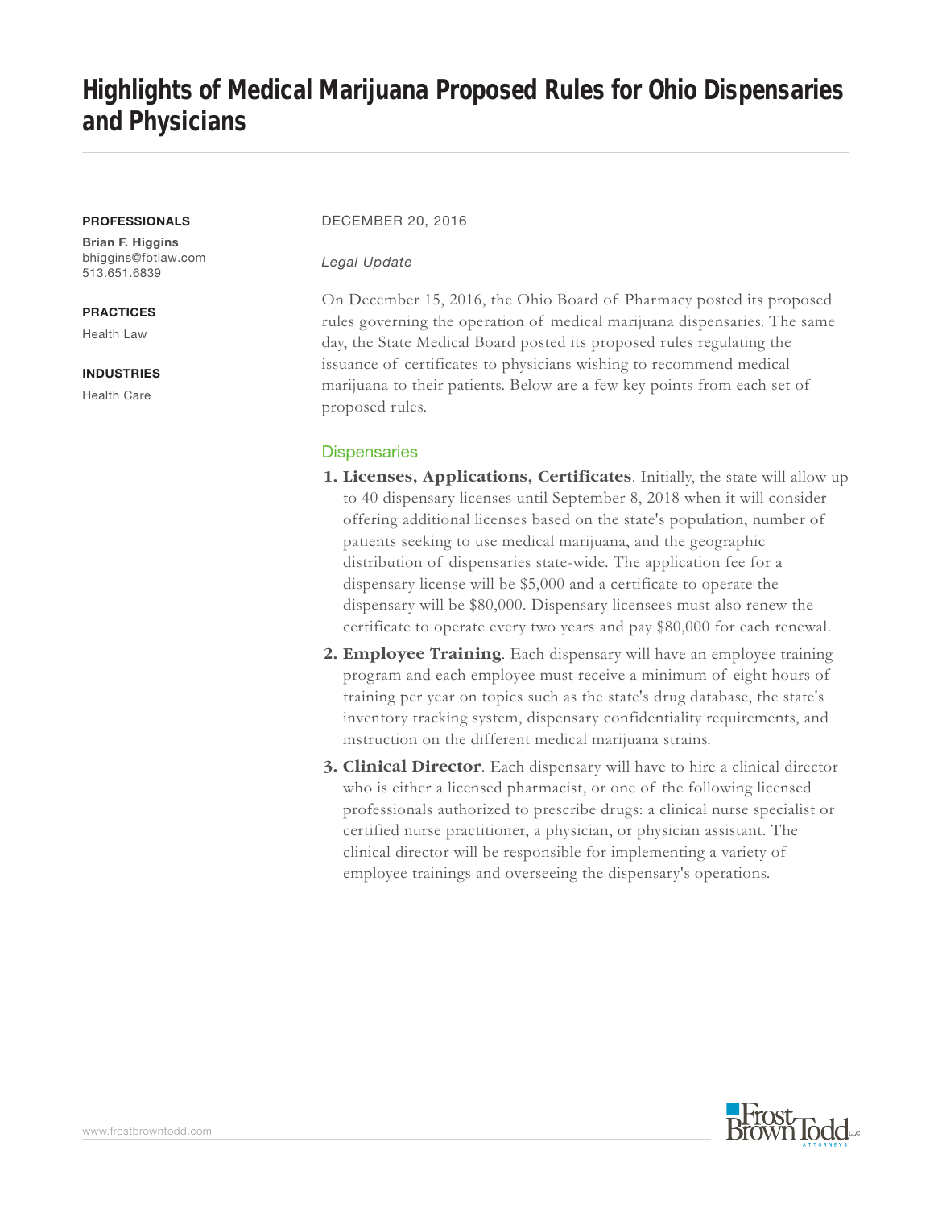# Highlights of Medical Marijuana Proposed Rules for Ohio Dispensaries and Physicians

**PROFESSIONALS**

**Brian F. Higgins**
bhiggins@fbtlaw.com
513.651.6839

**PRACTICES**

Health Law

**INDUSTRIES**

Health Care

DECEMBER 20, 2016

*Legal Update*

On December 15, 2016, the Ohio Board of Pharmacy posted its proposed rules governing the operation of medical marijuana dispensaries. The same day, the State Medical Board posted its proposed rules regulating the issuance of certificates to physicians wishing to recommend medical marijuana to their patients. Below are a few key points from each set of proposed rules.

## Dispensaries

1. **Licenses, Applications, Certificates**. Initially, the state will allow up to 40 dispensary licenses until September 8, 2018 when it will consider offering additional licenses based on the state's population, number of patients seeking to use medical marijuana, and the geographic distribution of dispensaries state-wide. The application fee for a dispensary license will be $5,000 and a certificate to operate the dispensary will be $80,000. Dispensary licensees must also renew the certificate to operate every two years and pay $80,000 for each renewal.
2. **Employee Training**. Each dispensary will have an employee training program and each employee must receive a minimum of eight hours of training per year on topics such as the state's drug database, the state's inventory tracking system, dispensary confidentiality requirements, and instruction on the different medical marijuana strains.
3. **Clinical Director**. Each dispensary will have to hire a clinical director who is either a licensed pharmacist, or one of the following licensed professionals authorized to prescribe drugs: a clinical nurse specialist or certified nurse practitioner, a physician, or physician assistant. The clinical director will be responsible for implementing a variety of employee trainings and overseeing the dispensary's operations.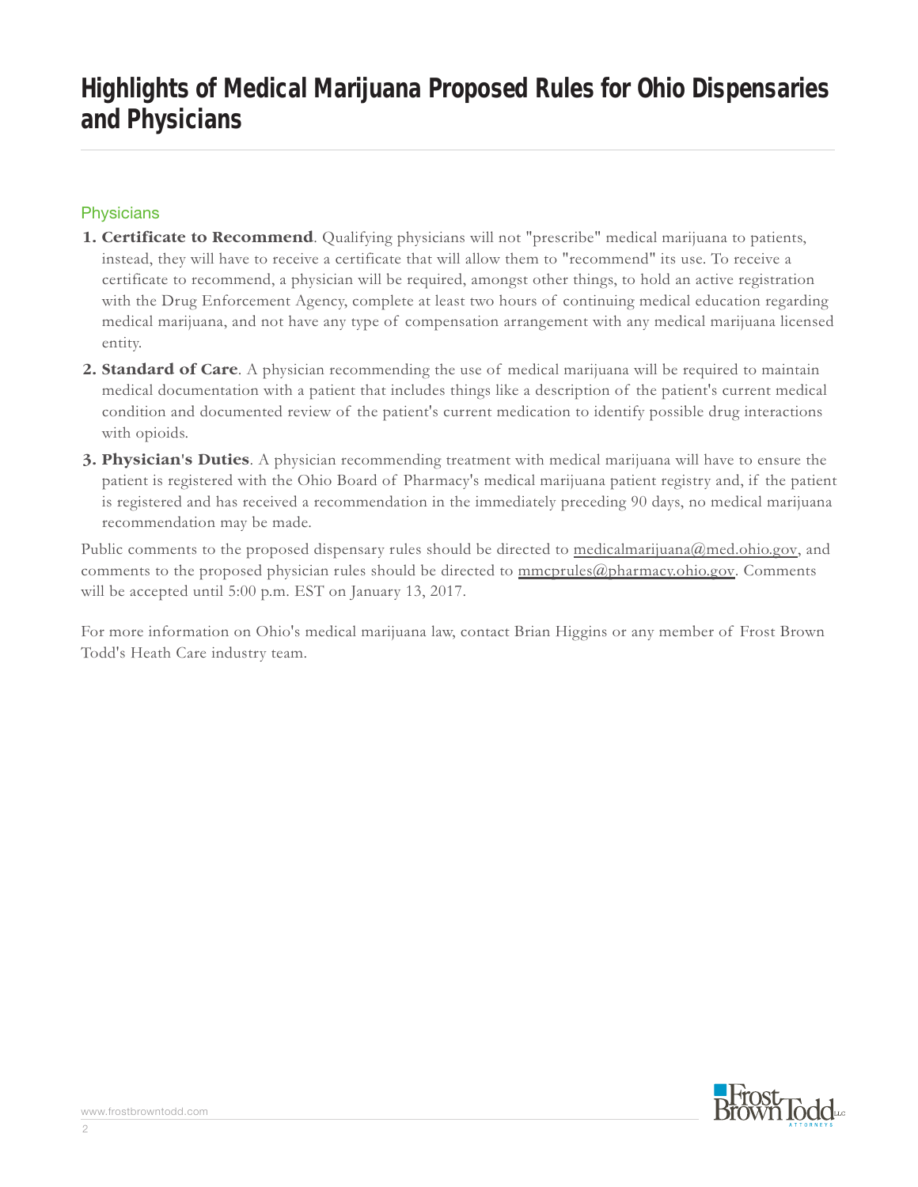# Highlights of Medical Marijuana Proposed Rules for Ohio Dispensaries and Physicians

## Physicians

1. **Certificate to Recommend**. Qualifying physicians will not "prescribe" medical marijuana to patients, instead, they will have to receive a certificate that will allow them to "recommend" its use. To receive a certificate to recommend, a physician will be required, amongst other things, to hold an active registration with the Drug Enforcement Agency, complete at least two hours of continuing medical education regarding medical marijuana, and not have any type of compensation arrangement with any medical marijuana licensed entity.
2. **Standard of Care**. A physician recommending the use of medical marijuana will be required to maintain medical documentation with a patient that includes things like a description of the patient's current medical condition and documented review of the patient's current medication to identify possible drug interactions with opioids.
3. **Physician's Duties**. A physician recommending treatment with medical marijuana will have to ensure the patient is registered with the Ohio Board of Pharmacy's medical marijuana patient registry and, if the patient is registered and has received a recommendation in the immediately preceding 90 days, no medical marijuana recommendation may be made.

Public comments to the proposed dispensary rules should be directed to medicalmarijuana@med.ohio.gov, and comments to the proposed physician rules should be directed to mmcprules@pharmacy.ohio.gov. Comments will be accepted until 5:00 p.m. EST on January 13, 2017.

For more information on Ohio's medical marijuana law, contact Brian Higgins or any member of Frost Brown Todd's Heath Care industry team.